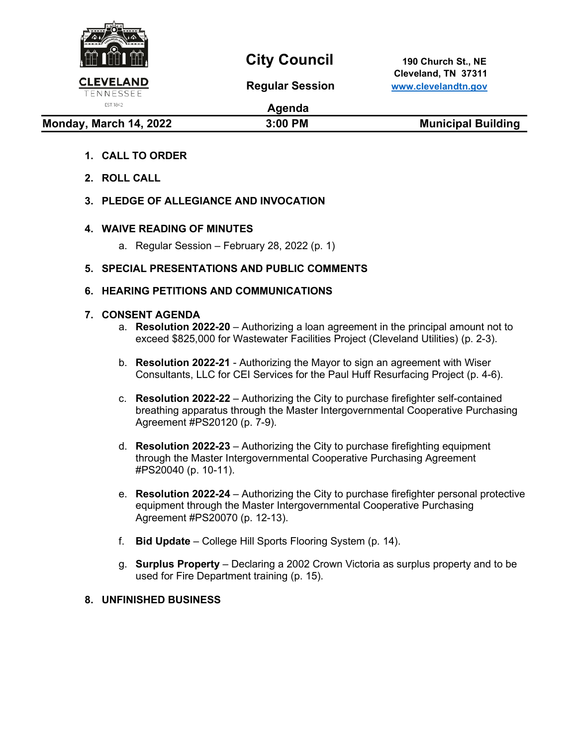# City Council

**Regular Session**

**Agenda**

**CLEVELAND TENNESSEE** EST 1842

**190 Church St., NE**
**Cleveland, TN 37311**
[www.clevelandtn.gov](http://www.clevelandtn.gov)

**Monday, March 14, 2022** | **3:00 PM** | **Municipal Building**

1. **CALL TO ORDER**

2. **ROLL CALL**

3. **PLEDGE OF ALLEGIANCE AND INVOCATION**

4. **WAIVE READING OF MINUTES**
   a. Regular Session – February 28, 2022 (p. 1)

5. **SPECIAL PRESENTATIONS AND PUBLIC COMMENTS**

6. **HEARING PETITIONS AND COMMUNICATIONS**

7. **CONSENT AGENDA**
   a. **Resolution 2022-20** – Authorizing a loan agreement in the principal amount not to exceed $825,000 for Wastewater Facilities Project (Cleveland Utilities) (p. 2-3).

   b. **Resolution 2022-21** - Authorizing the Mayor to sign an agreement with Wiser Consultants, LLC for CEI Services for the Paul Huff Resurfacing Project (p. 4-6).

   c. **Resolution 2022-22** – Authorizing the City to purchase firefighter self-contained breathing apparatus through the Master Intergovernmental Cooperative Purchasing Agreement #PS20120 (p. 7-9).

   d. **Resolution 2022-23** – Authorizing the City to purchase firefighting equipment through the Master Intergovernmental Cooperative Purchasing Agreement #PS20040 (p. 10-11).

   e. **Resolution 2022-24** – Authorizing the City to purchase firefighter personal protective equipment through the Master Intergovernmental Cooperative Purchasing Agreement #PS20070 (p. 12-13).

   f. **Bid Update** – College Hill Sports Flooring System (p. 14).

   g. **Surplus Property** – Declaring a 2002 Crown Victoria as surplus property and to be used for Fire Department training (p. 15).

8. **UNFINISHED BUSINESS**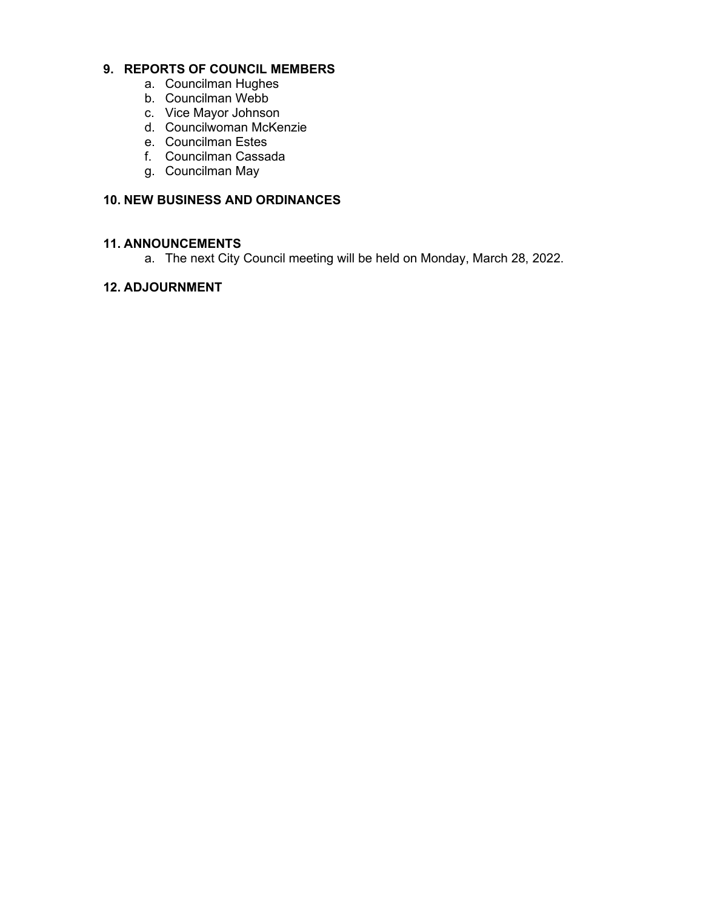## 9. REPORTS OF COUNCIL MEMBERS

a. Councilman Hughes
b. Councilman Webb
c. Vice Mayor Johnson
d. Councilwoman McKenzie
e. Councilman Estes
f. Councilman Cassada
g. Councilman May

## 10. NEW BUSINESS AND ORDINANCES

## 11. ANNOUNCEMENTS

a. The next City Council meeting will be held on Monday, March 28, 2022.

## 12. ADJOURNMENT